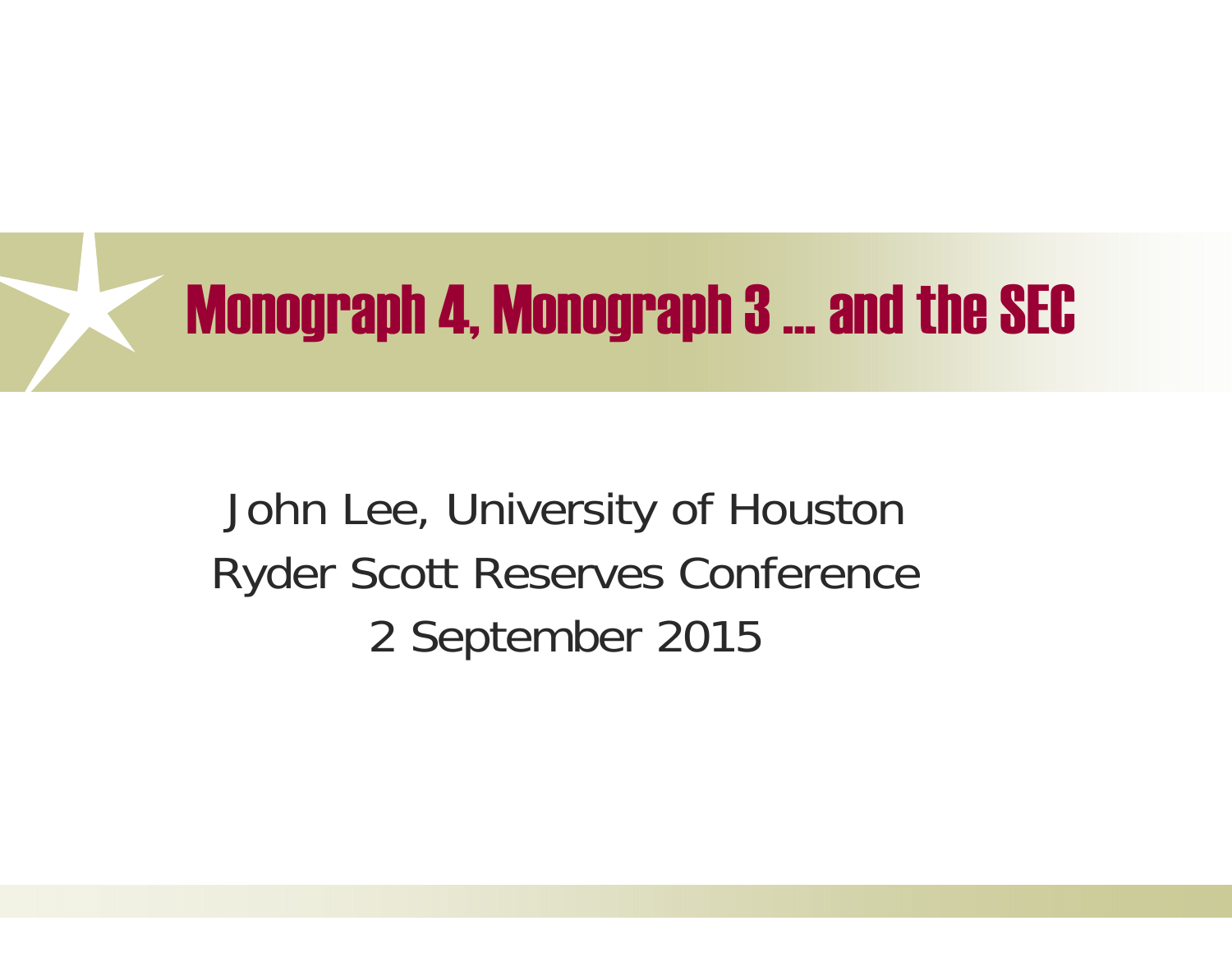# Monograph 4, Monograph 3 … and the SEC

John Lee, University of Houston

Ryder Scott Reserves Conference

2 September 2015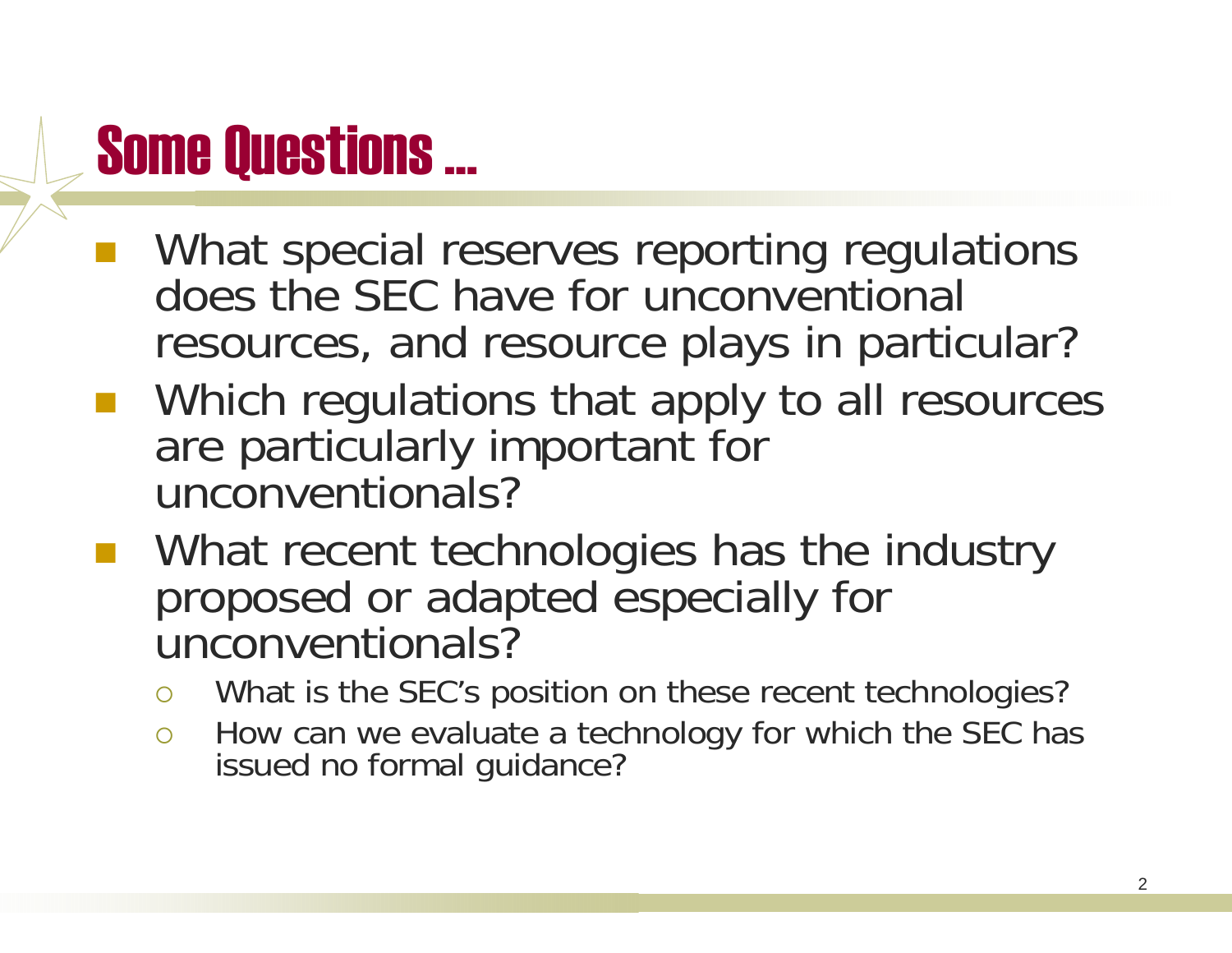# Some Questions …

- What special reserves reporting regulations does the SEC have for unconventional resources, and resource plays in particular?
- Which regulations that apply to all resources are particularly important for unconventionals?
- What recent technologies has the industry proposed or adapted especially for unconventionals?
  - What is the SEC's position on these recent technologies?
  - How can we evaluate a technology for which the SEC has issued no formal guidance?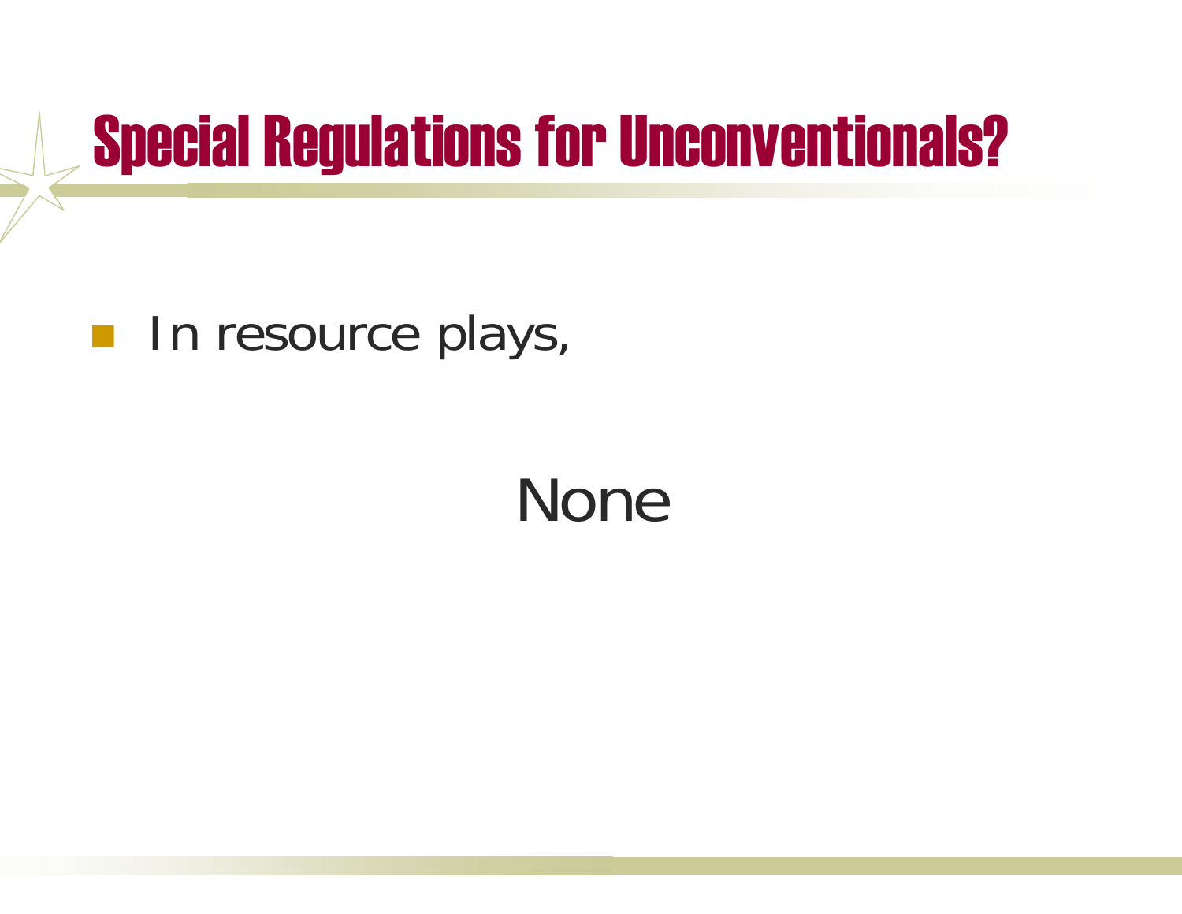# Special Regulations for Unconventionals?

- In resource plays,

None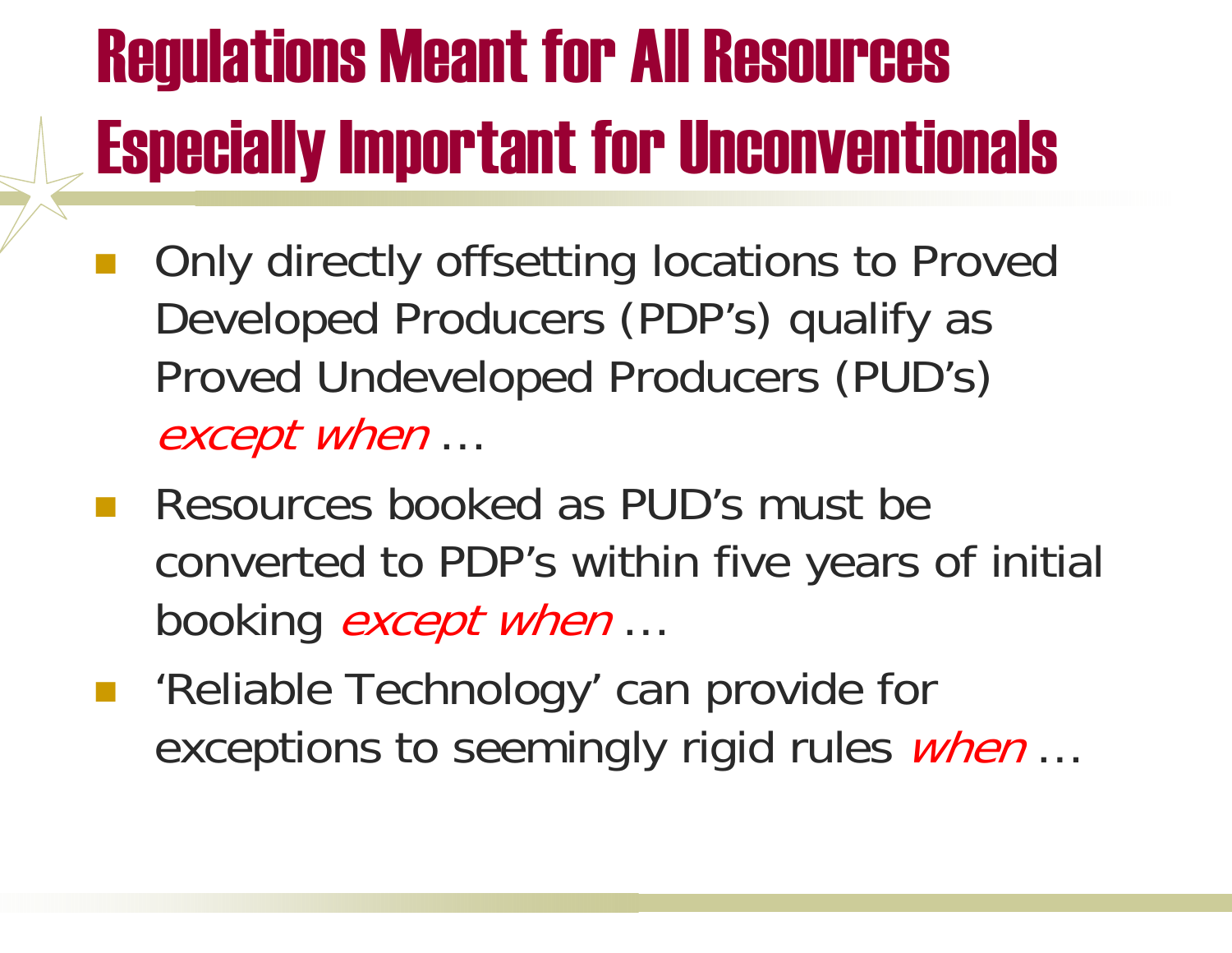# Regulations Meant for All Resources Especially Important for Unconventionals

- Only directly offsetting locations to Proved Developed Producers (PDP’s) qualify as Proved Undeveloped Producers (PUD’s) *except when* …
- Resources booked as PUD’s must be converted to PDP’s within five years of initial booking *except when* …
- ‘Reliable Technology’ can provide for exceptions to seemingly rigid rules *when* …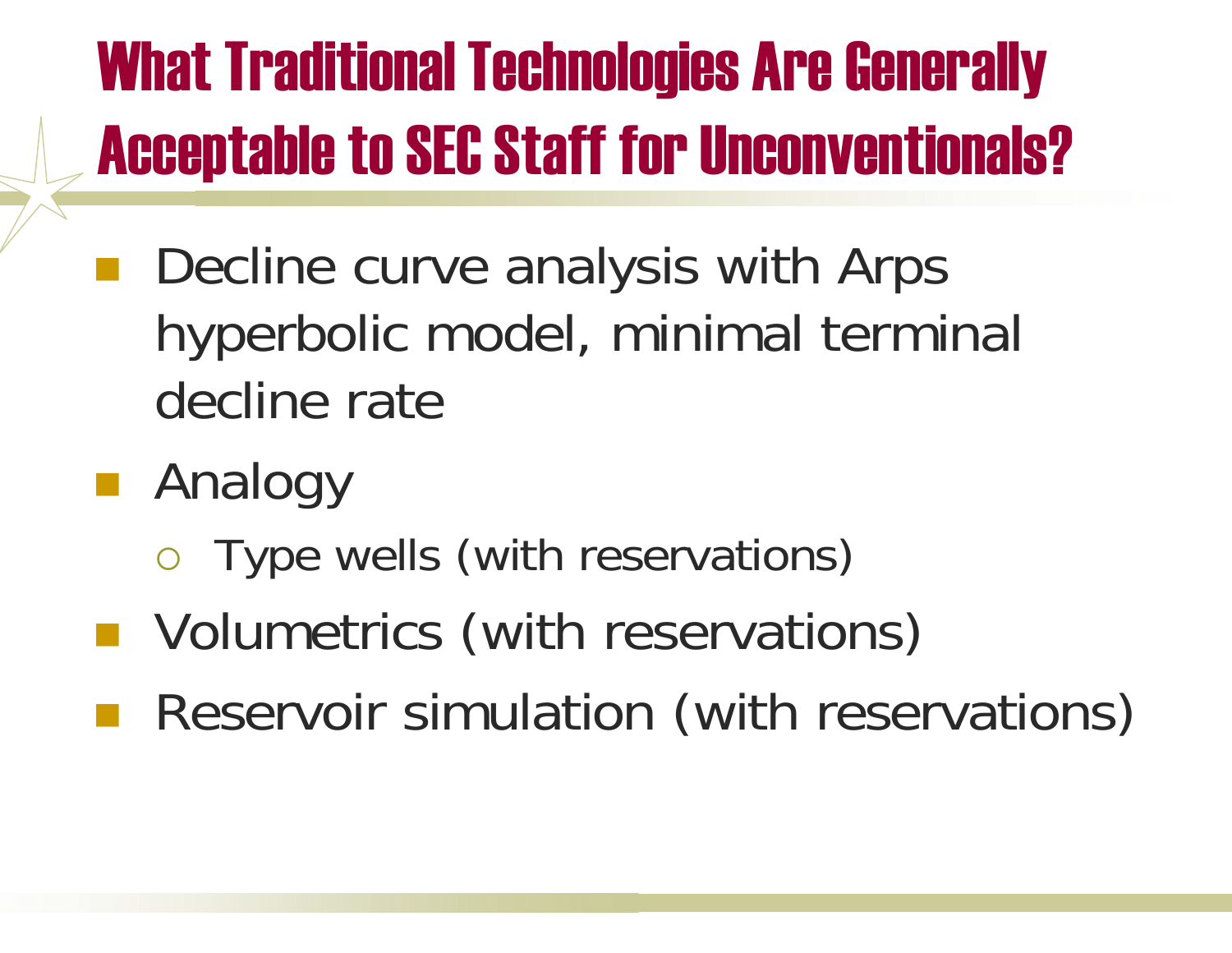# What Traditional Technologies Are Generally Acceptable to SEC Staff for Unconventionals?

- Decline curve analysis with Arps hyperbolic model, minimal terminal decline rate
- Analogy
  - Type wells (with reservations)
- Volumetrics (with reservations)
- Reservoir simulation (with reservations)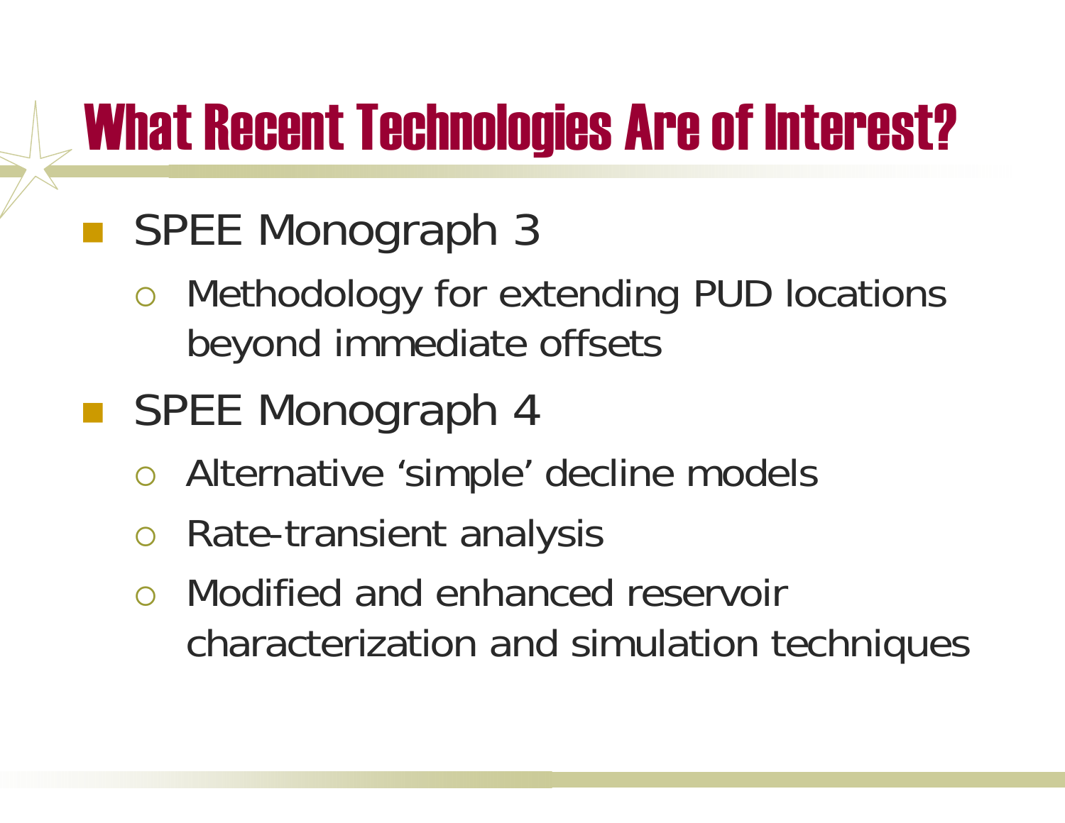# What Recent Technologies Are of Interest?

- SPEE Monograph 3
  - Methodology for extending PUD locations beyond immediate offsets
- SPEE Monograph 4
  - Alternative ‘simple’ decline models
  - Rate-transient analysis
  - Modified and enhanced reservoir characterization and simulation techniques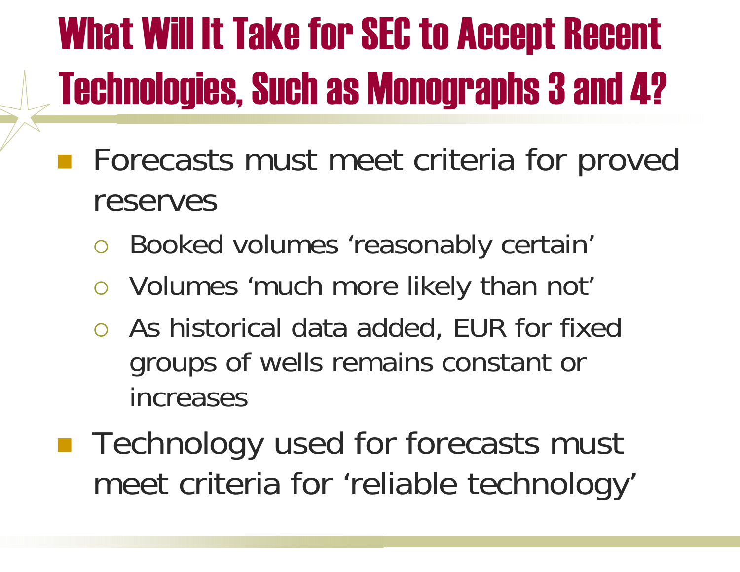# What Will It Take for SEC to Accept Recent Technologies, Such as Monographs 3 and 4?

- Forecasts must meet criteria for proved reserves
  - Booked volumes 'reasonably certain'
  - Volumes 'much more likely than not'
  - As historical data added, EUR for fixed groups of wells remains constant or increases
- Technology used for forecasts must meet criteria for 'reliable technology'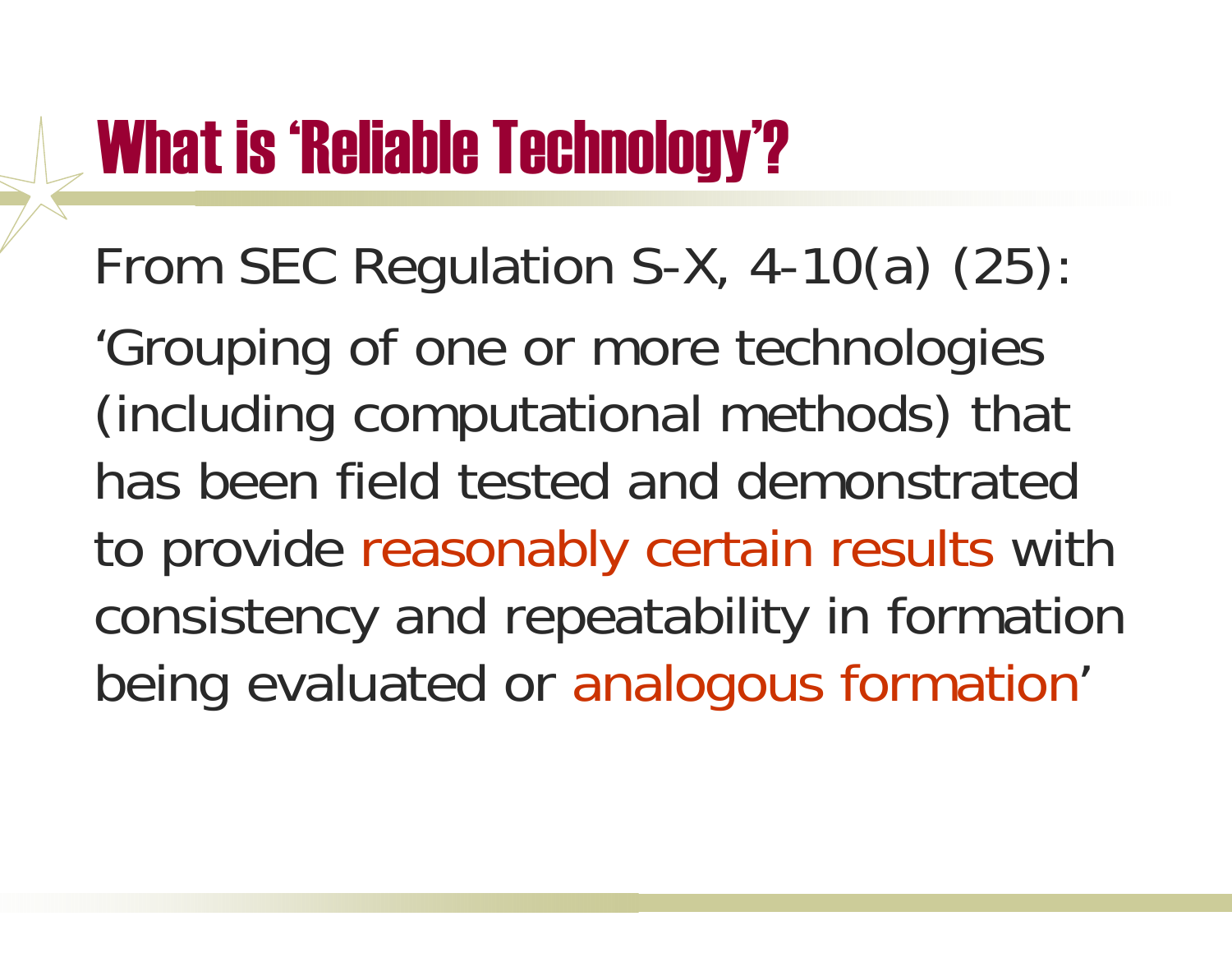# What is ‘Reliable Technology’?

From SEC Regulation S-X, 4-10(a) (25):

‘Grouping of one or more technologies (including computational methods) that has been field tested and demonstrated to provide reasonably certain results with consistency and repeatability in formation being evaluated or analogous formation’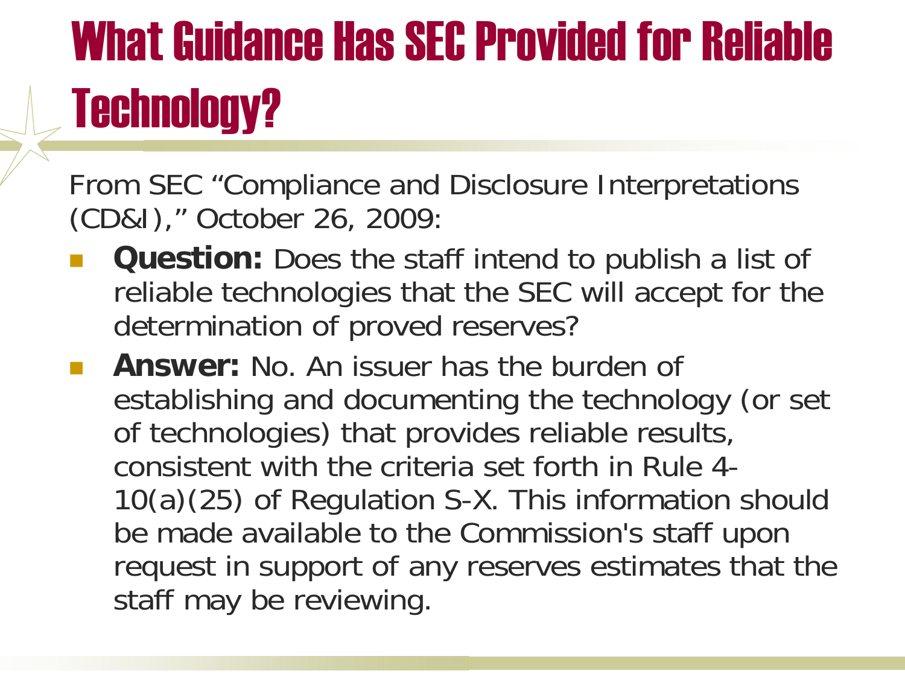# What Guidance Has SEC Provided for Reliable Technology?

From SEC "Compliance and Disclosure Interpretations (CD&I)," October 26, 2009:

- **Question:** Does the staff intend to publish a list of reliable technologies that the SEC will accept for the determination of proved reserves?
- **Answer:** No. An issuer has the burden of establishing and documenting the technology (or set of technologies) that provides reliable results, consistent with the criteria set forth in Rule 4-10(a)(25) of Regulation S-X. This information should be made available to the Commission's staff upon request in support of any reserves estimates that the staff may be reviewing.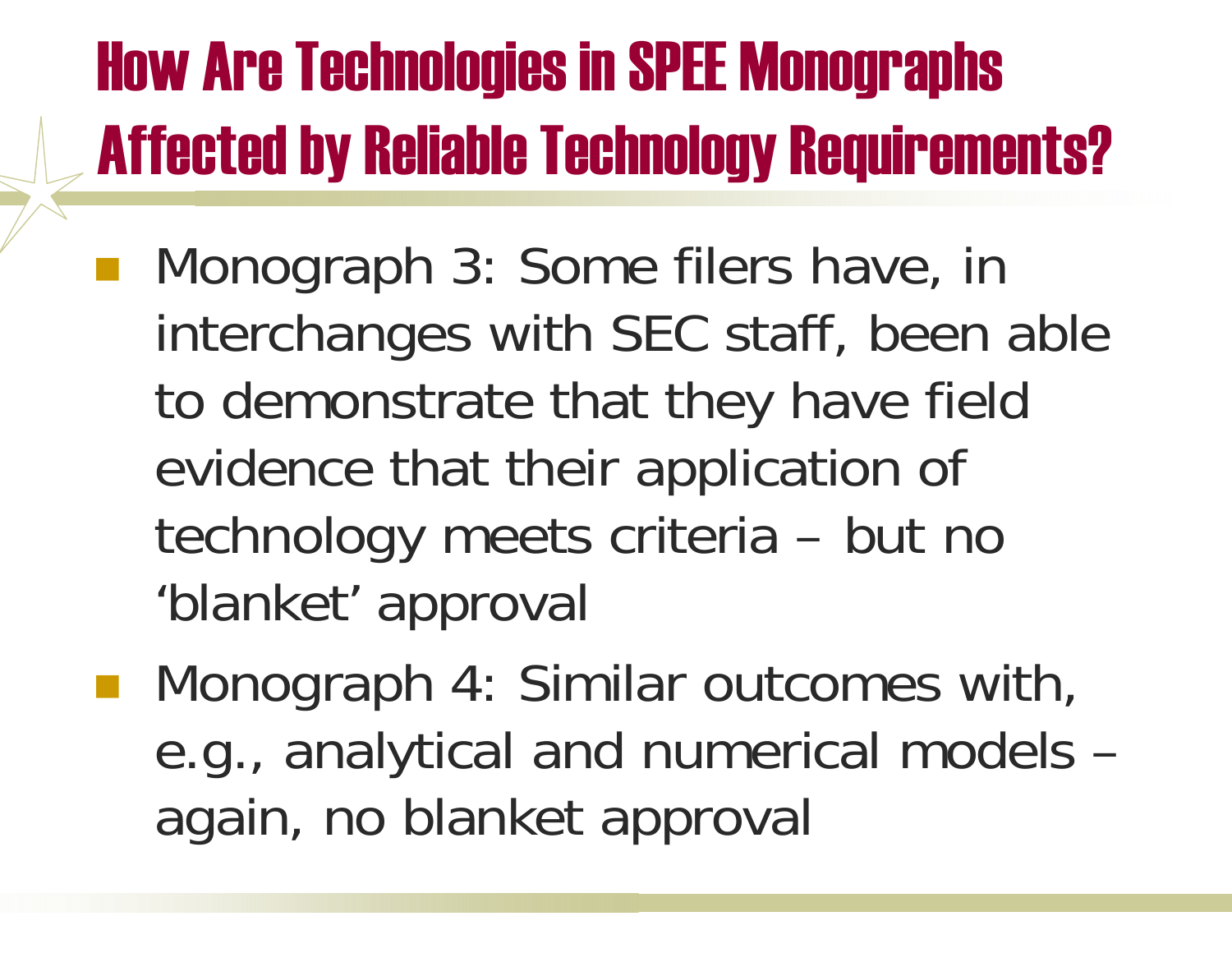# How Are Technologies in SPEE Monographs Affected by Reliable Technology Requirements?

- Monograph 3: Some filers have, in interchanges with SEC staff, been able to demonstrate that they have field evidence that their application of technology meets criteria – but no 'blanket' approval
- Monograph 4: Similar outcomes with, e.g., analytical and numerical models – again, no blanket approval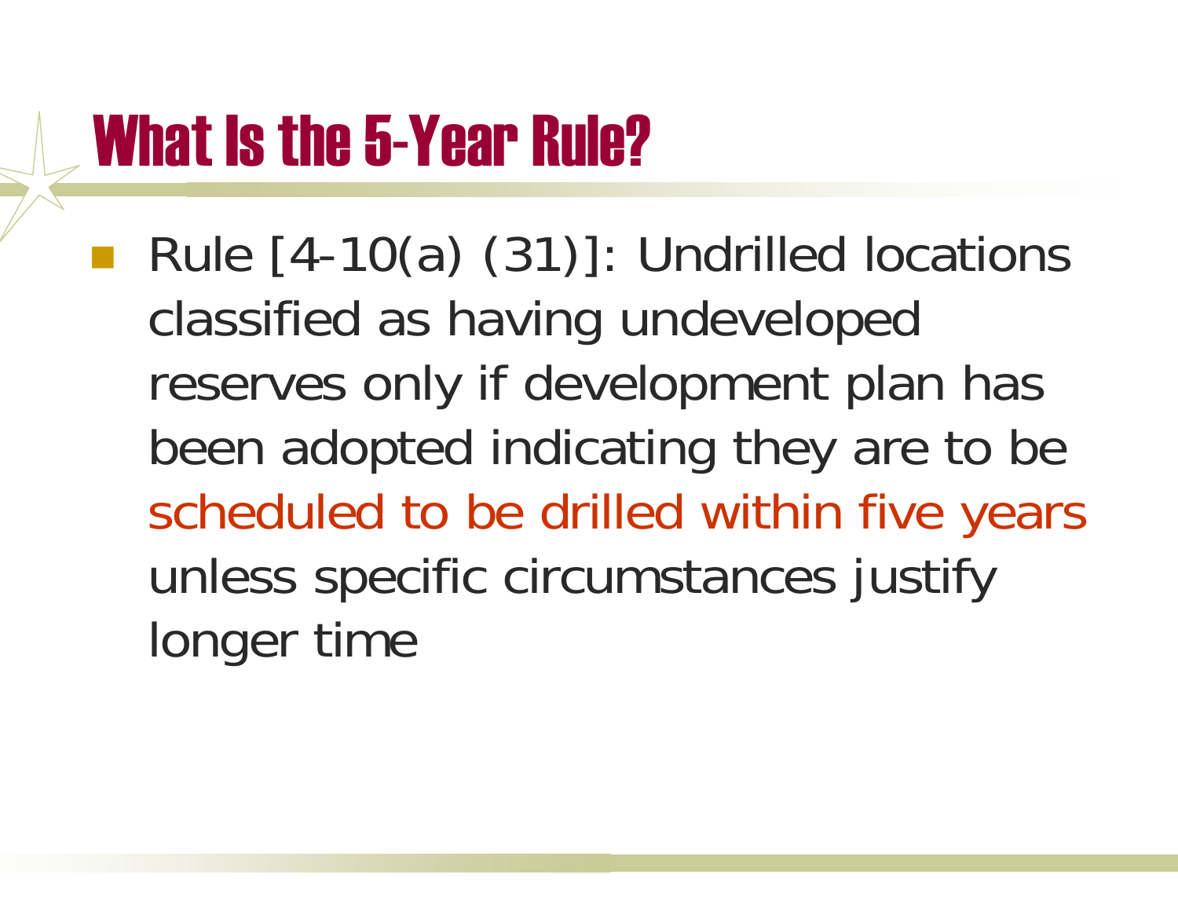# What Is the 5-Year Rule?

- Rule [4-10(a) (31)]: Undrilled locations classified as having undeveloped reserves only if development plan has been adopted indicating they are to be scheduled to be drilled within five years unless specific circumstances justify longer time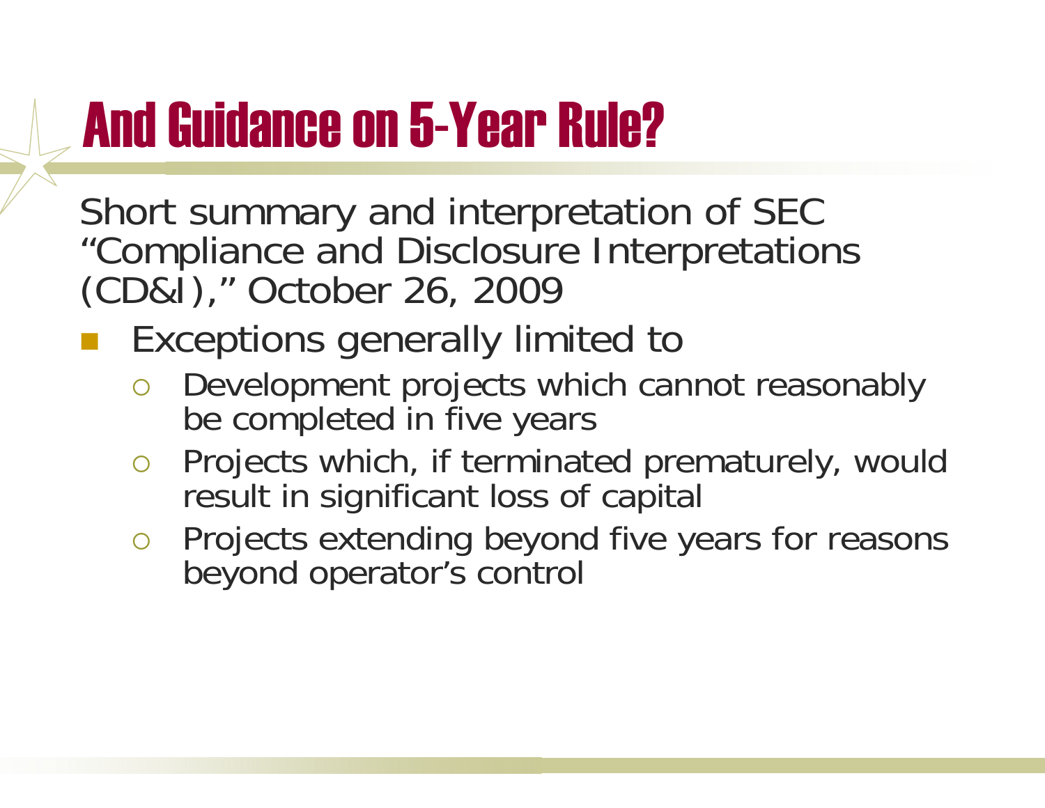# And Guidance on 5-Year Rule?

Short summary and interpretation of SEC "Compliance and Disclosure Interpretations (CD&I)," October 26, 2009

- Exceptions generally limited to
  - Development projects which cannot reasonably be completed in five years
  - Projects which, if terminated prematurely, would result in significant loss of capital
  - Projects extending beyond five years for reasons beyond operator's control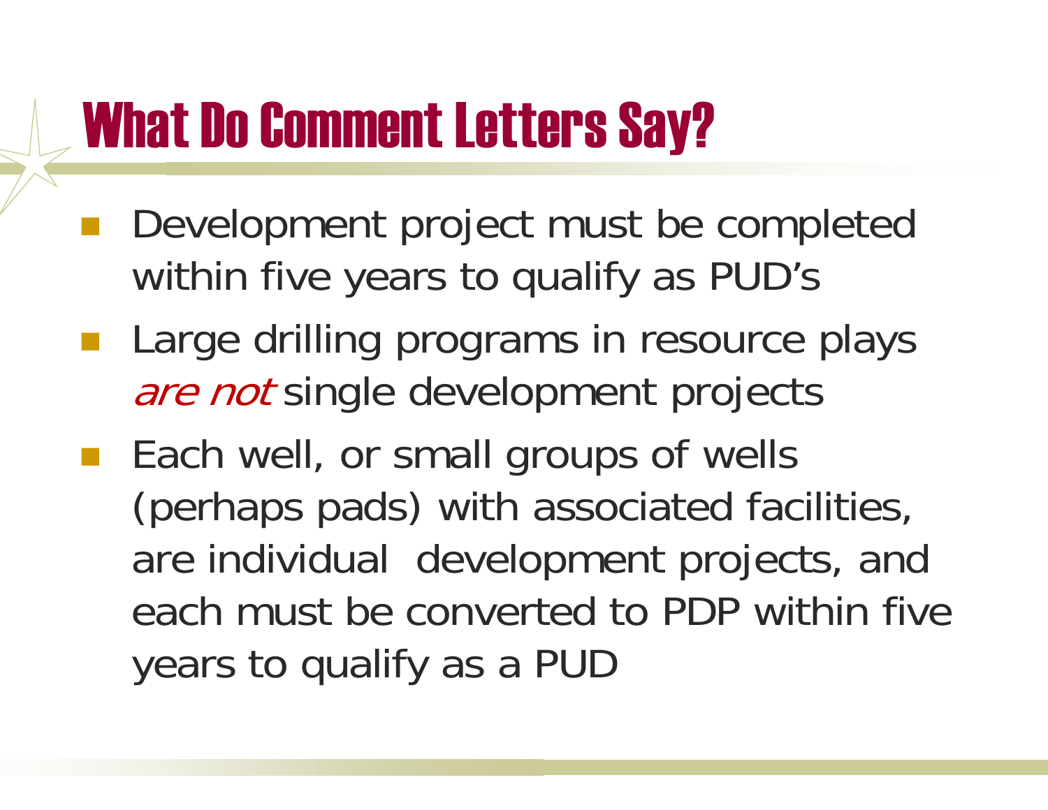# What Do Comment Letters Say?

- Development project must be completed within five years to qualify as PUD's
- Large drilling programs in resource plays *are not* single development projects
- Each well, or small groups of wells (perhaps pads) with associated facilities, are individual development projects, and each must be converted to PDP within five years to qualify as a PUD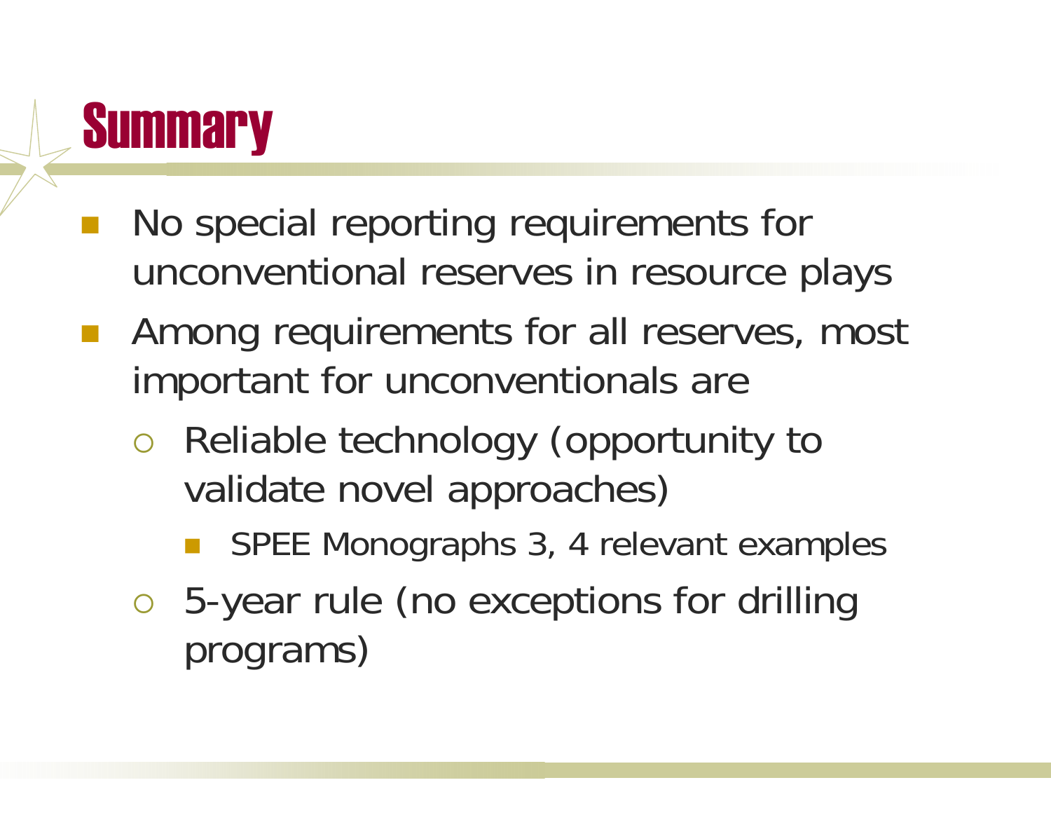# Summary

- No special reporting requirements for unconventional reserves in resource plays
- Among requirements for all reserves, most important for unconventionals are
  - Reliable technology (opportunity to validate novel approaches)
    - SPEE Monographs 3, 4 relevant examples
  - 5-year rule (no exceptions for drilling programs)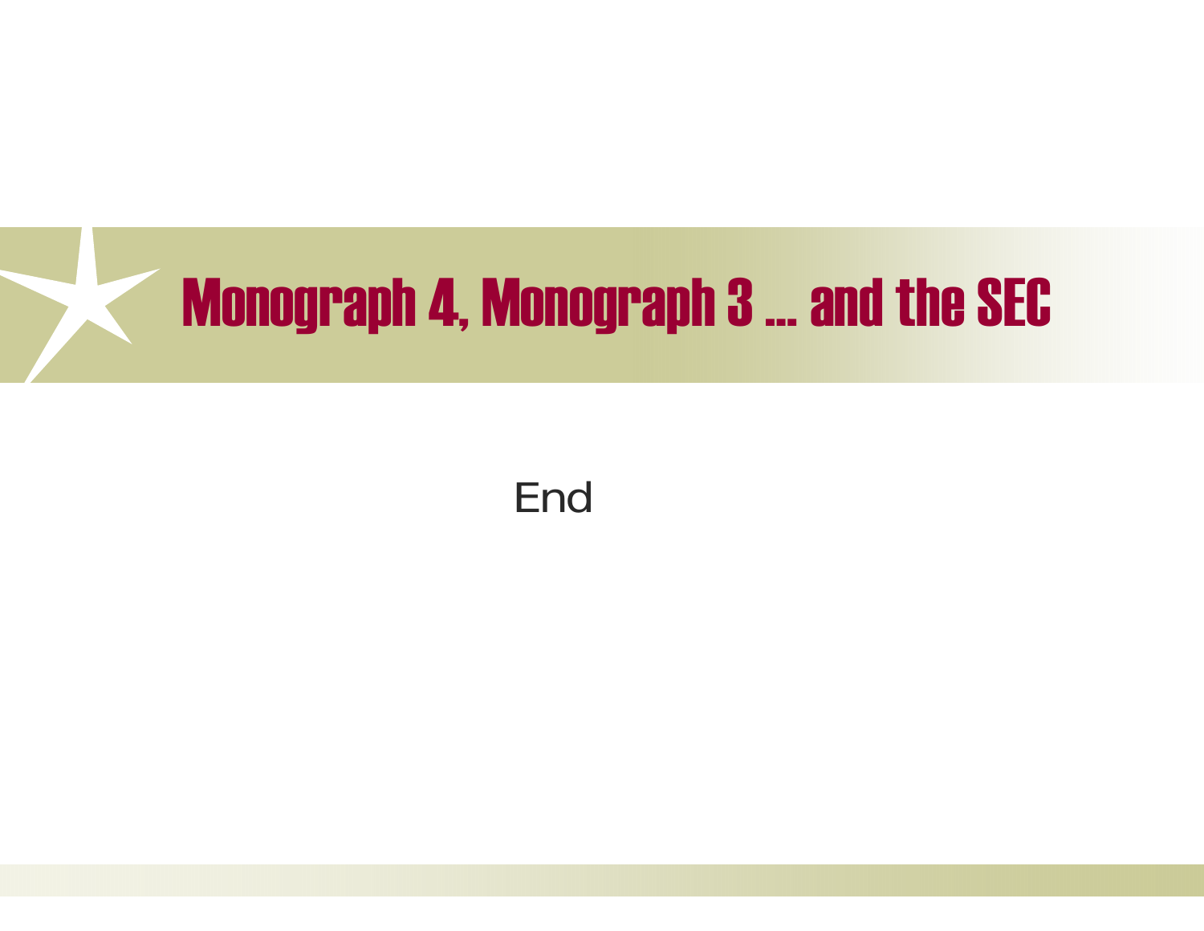# Monograph 4, Monograph 3 … and the SEC

End